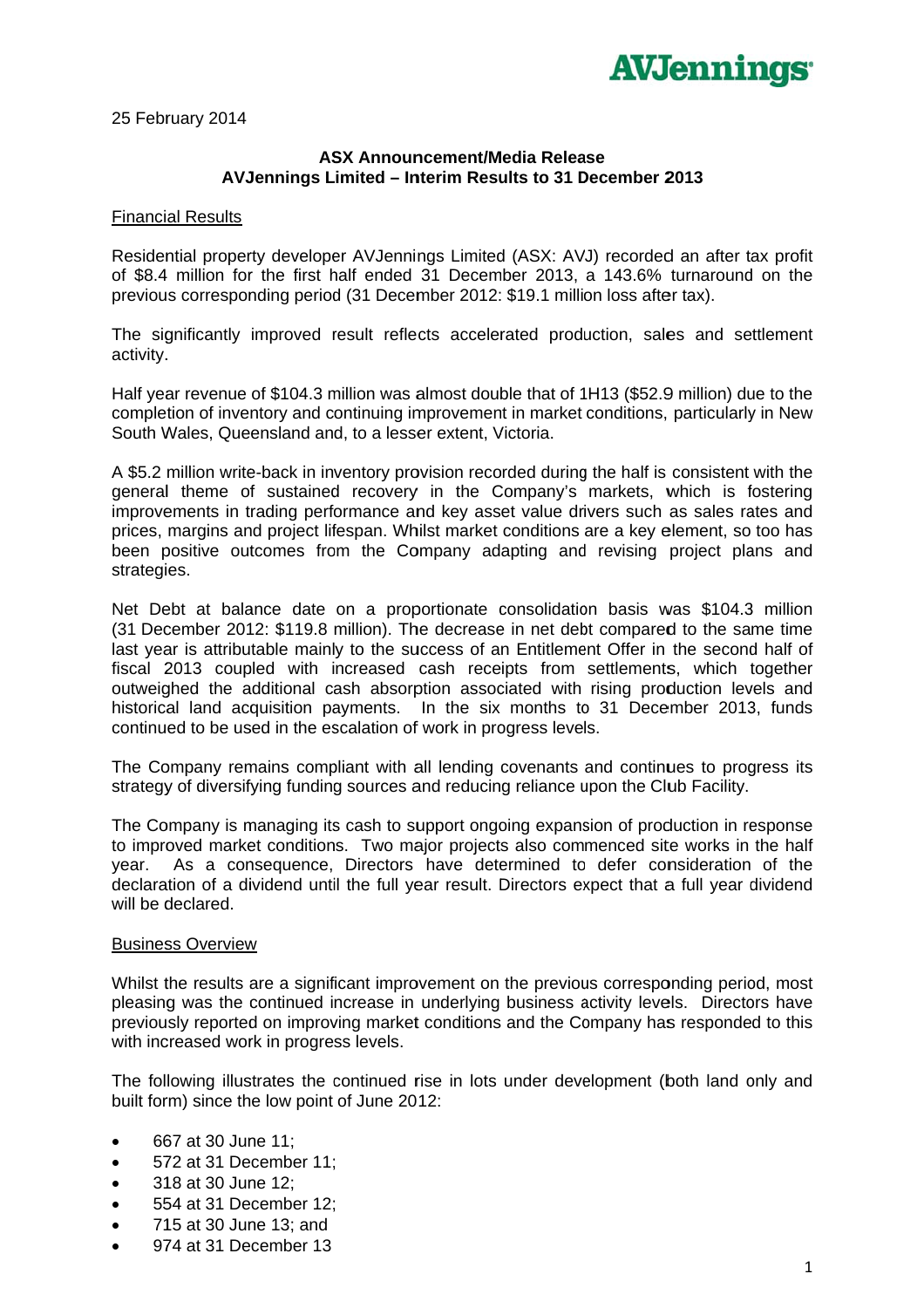**AVJennings**

25 February 2014

**ASX Announcement/Media Release**
**AVJennings Limited – Interim Results to 31 December 2013**

Financial Results

Residential property developer AVJennings Limited (ASX: AVJ) recorded an after tax profit of $8.4 million for the first half ended 31 December 2013, a 143.6% turnaround on the previous corresponding period (31 December 2012: $19.1 million loss after tax).

The significantly improved result reflects accelerated production, sales and settlement activity.

Half year revenue of $104.3 million was almost double that of 1H13 ($52.9 million) due to the completion of inventory and continuing improvement in market conditions, particularly in New South Wales, Queensland and, to a lesser extent, Victoria.

A $5.2 million write-back in inventory provision recorded during the half is consistent with the general theme of sustained recovery in the Company's markets, which is fostering improvements in trading performance and key asset value drivers such as sales rates and prices, margins and project lifespan. Whilst market conditions are a key element, so too has been positive outcomes from the Company adapting and revising project plans and strategies.

Net Debt at balance date on a proportionate consolidation basis was $104.3 million (31 December 2012: $119.8 million). The decrease in net debt compared to the same time last year is attributable mainly to the success of an Entitlement Offer in the second half of fiscal 2013 coupled with increased cash receipts from settlements, which together outweighed the additional cash absorption associated with rising production levels and historical land acquisition payments. In the six months to 31 December 2013, funds continued to be used in the escalation of work in progress levels.

The Company remains compliant with all lending covenants and continues to progress its strategy of diversifying funding sources and reducing reliance upon the Club Facility.

The Company is managing its cash to support ongoing expansion of production in response to improved market conditions. Two major projects also commenced site works in the half year. As a consequence, Directors have determined to defer consideration of the declaration of a dividend until the full year result. Directors expect that a full year dividend will be declared.

Business Overview

Whilst the results are a significant improvement on the previous corresponding period, most pleasing was the continued increase in underlying business activity levels. Directors have previously reported on improving market conditions and the Company has responded to this with increased work in progress levels.

The following illustrates the continued rise in lots under development (both land only and built form) since the low point of June 2012:

- 667 at 30 June 11;
- 572 at 31 December 11;
- 318 at 30 June 12;
- 554 at 31 December 12;
- 715 at 30 June 13; and
- 974 at 31 December 13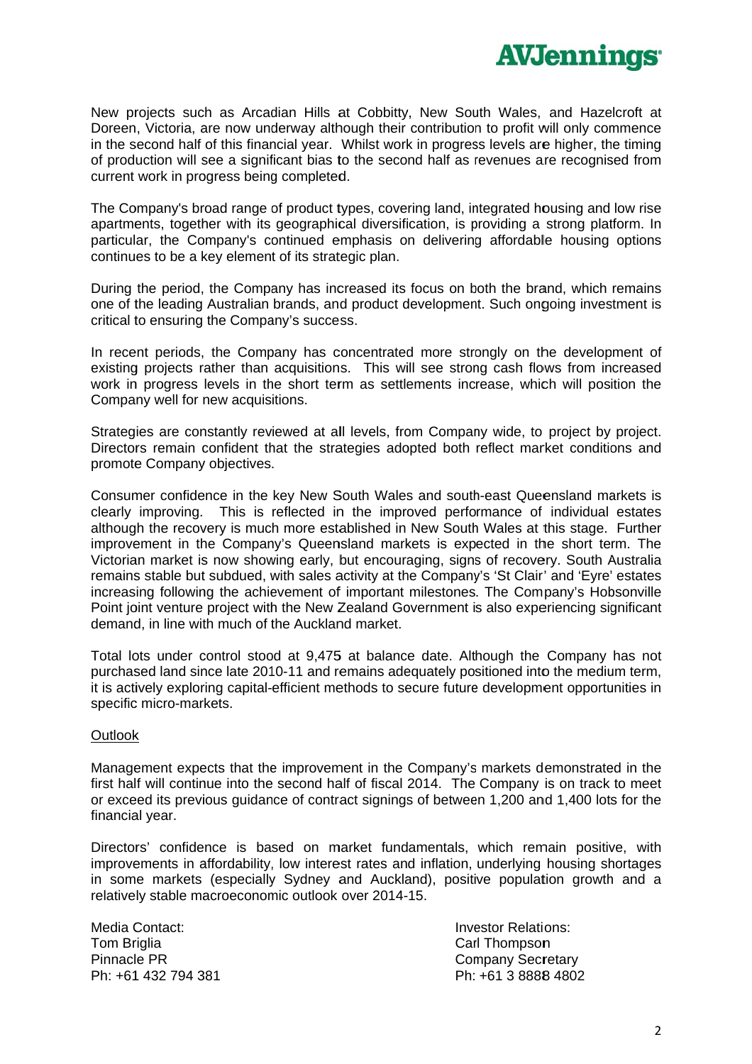New projects such as Arcadian Hills at Cobbitty, New South Wales, and Hazelcroft at Doreen, Victoria, are now underway although their contribution to profit will only commence in the second half of this financial year. Whilst work in progress levels are higher, the timing of production will see a significant bias to the second half as revenues are recognised from current work in progress being completed.

The Company's broad range of product types, covering land, integrated housing and low rise apartments, together with its geographical diversification, is providing a strong platform. In particular, the Company's continued emphasis on delivering affordable housing options continues to be a key element of its strategic plan.

During the period, the Company has increased its focus on both the brand, which remains one of the leading Australian brands, and product development. Such ongoing investment is critical to ensuring the Company's success.

In recent periods, the Company has concentrated more strongly on the development of existing projects rather than acquisitions. This will see strong cash flows from increased work in progress levels in the short term as settlements increase, which will position the Company well for new acquisitions.

Strategies are constantly reviewed at all levels, from Company wide, to project by project. Directors remain confident that the strategies adopted both reflect market conditions and promote Company objectives.

Consumer confidence in the key New South Wales and south-east Queensland markets is clearly improving. This is reflected in the improved performance of individual estates although the recovery is much more established in New South Wales at this stage. Further improvement in the Company's Queensland markets is expected in the short term. The Victorian market is now showing early, but encouraging, signs of recovery. South Australia remains stable but subdued, with sales activity at the Company's 'St Clair' and 'Eyre' estates increasing following the achievement of important milestones. The Company's Hobsonville Point joint venture project with the New Zealand Government is also experiencing significant demand, in line with much of the Auckland market.

Total lots under control stood at 9,475 at balance date. Although the Company has not purchased land since late 2010-11 and remains adequately positioned into the medium term, it is actively exploring capital-efficient methods to secure future development opportunities in specific micro-markets.

## Outlook

Management expects that the improvement in the Company's markets demonstrated in the first half will continue into the second half of fiscal 2014. The Company is on track to meet or exceed its previous guidance of contract signings of between 1,200 and 1,400 lots for the financial year.

Directors' confidence is based on market fundamentals, which remain positive, with improvements in affordability, low interest rates and inflation, underlying housing shortages in some markets (especially Sydney and Auckland), positive population growth and a relatively stable macroeconomic outlook over 2014-15.

Media Contact:
Tom Briglia
Pinnacle PR
Ph: +61 432 794 381

Investor Relations:
Carl Thompson
Company Secretary
Ph: +61 3 8888 4802